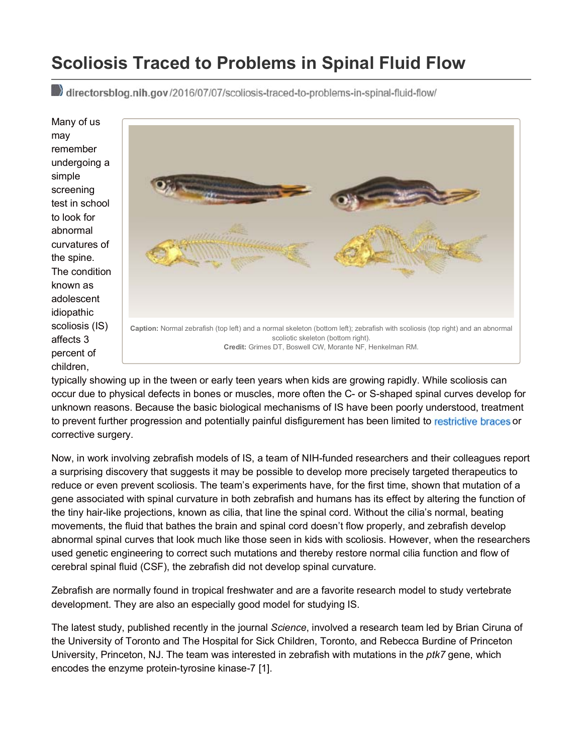# Scoliosis Traced to Problems in Spinal Fluid Flow

directorsblog.nih.gov/2016/07/07/scoliosis-traced-to-problems-in-spinal-fluid-flow/

**Caption:** Normal zebrafish (top left) and a normal skeleton (bottom left); zebrafish with scoliosis (top right) and an abnormal scoliotic skeleton (bottom right).
**Credit:** Grimes DT, Boswell CW, Morante NF, Henkelman RM.

Many of us may remember undergoing a simple screening test in school to look for abnormal curvatures of the spine. The condition known as adolescent idiopathic scoliosis (IS) affects 3 percent of children, typically showing up in the tween or early teen years when kids are growing rapidly. While scoliosis can occur due to physical defects in bones or muscles, more often the C- or S-shaped spinal curves develop for unknown reasons. Because the basic biological mechanisms of IS have been poorly understood, treatment to prevent further progression and potentially painful disfigurement has been limited to restrictive braces or corrective surgery.

Now, in work involving zebrafish models of IS, a team of NIH-funded researchers and their colleagues report a surprising discovery that suggests it may be possible to develop more precisely targeted therapeutics to reduce or even prevent scoliosis. The team's experiments have, for the first time, shown that mutation of a gene associated with spinal curvature in both zebrafish and humans has its effect by altering the function of the tiny hair-like projections, known as cilia, that line the spinal cord. Without the cilia's normal, beating movements, the fluid that bathes the brain and spinal cord doesn't flow properly, and zebrafish develop abnormal spinal curves that look much like those seen in kids with scoliosis. However, when the researchers used genetic engineering to correct such mutations and thereby restore normal cilia function and flow of cerebral spinal fluid (CSF), the zebrafish did not develop spinal curvature.

Zebrafish are normally found in tropical freshwater and are a favorite research model to study vertebrate development. They are also an especially good model for studying IS.

The latest study, published recently in the journal *Science*, involved a research team led by Brian Ciruna of the University of Toronto and The Hospital for Sick Children, Toronto, and Rebecca Burdine of Princeton University, Princeton, NJ. The team was interested in zebrafish with mutations in the *ptk7* gene, which encodes the enzyme protein-tyrosine kinase-7 [1].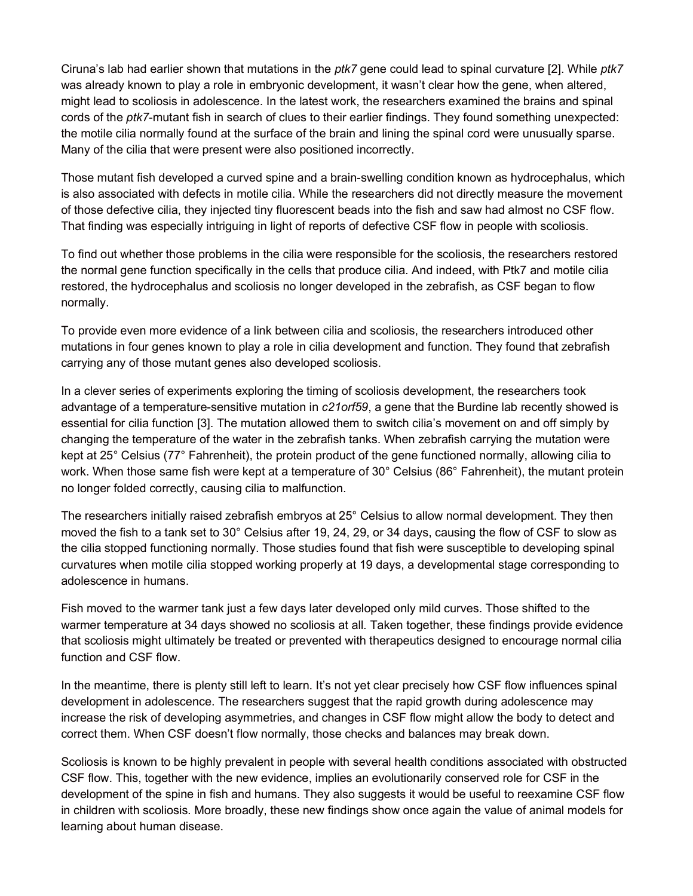Ciruna's lab had earlier shown that mutations in the *ptk7* gene could lead to spinal curvature [2]. While *ptk7* was already known to play a role in embryonic development, it wasn't clear how the gene, when altered, might lead to scoliosis in adolescence. In the latest work, the researchers examined the brains and spinal cords of the *ptk7*-mutant fish in search of clues to their earlier findings. They found something unexpected: the motile cilia normally found at the surface of the brain and lining the spinal cord were unusually sparse. Many of the cilia that were present were also positioned incorrectly.

Those mutant fish developed a curved spine and a brain-swelling condition known as hydrocephalus, which is also associated with defects in motile cilia. While the researchers did not directly measure the movement of those defective cilia, they injected tiny fluorescent beads into the fish and saw had almost no CSF flow. That finding was especially intriguing in light of reports of defective CSF flow in people with scoliosis.

To find out whether those problems in the cilia were responsible for the scoliosis, the researchers restored the normal gene function specifically in the cells that produce cilia. And indeed, with Ptk7 and motile cilia restored, the hydrocephalus and scoliosis no longer developed in the zebrafish, as CSF began to flow normally.

To provide even more evidence of a link between cilia and scoliosis, the researchers introduced other mutations in four genes known to play a role in cilia development and function. They found that zebrafish carrying any of those mutant genes also developed scoliosis.

In a clever series of experiments exploring the timing of scoliosis development, the researchers took advantage of a temperature-sensitive mutation in *c21orf59*, a gene that the Burdine lab recently showed is essential for cilia function [3]. The mutation allowed them to switch cilia's movement on and off simply by changing the temperature of the water in the zebrafish tanks. When zebrafish carrying the mutation were kept at 25° Celsius (77° Fahrenheit), the protein product of the gene functioned normally, allowing cilia to work. When those same fish were kept at a temperature of 30° Celsius (86° Fahrenheit), the mutant protein no longer folded correctly, causing cilia to malfunction.

The researchers initially raised zebrafish embryos at 25° Celsius to allow normal development. They then moved the fish to a tank set to 30° Celsius after 19, 24, 29, or 34 days, causing the flow of CSF to slow as the cilia stopped functioning normally. Those studies found that fish were susceptible to developing spinal curvatures when motile cilia stopped working properly at 19 days, a developmental stage corresponding to adolescence in humans.

Fish moved to the warmer tank just a few days later developed only mild curves. Those shifted to the warmer temperature at 34 days showed no scoliosis at all. Taken together, these findings provide evidence that scoliosis might ultimately be treated or prevented with therapeutics designed to encourage normal cilia function and CSF flow.

In the meantime, there is plenty still left to learn. It's not yet clear precisely how CSF flow influences spinal development in adolescence. The researchers suggest that the rapid growth during adolescence may increase the risk of developing asymmetries, and changes in CSF flow might allow the body to detect and correct them. When CSF doesn't flow normally, those checks and balances may break down.

Scoliosis is known to be highly prevalent in people with several health conditions associated with obstructed CSF flow. This, together with the new evidence, implies an evolutionarily conserved role for CSF in the development of the spine in fish and humans. They also suggests it would be useful to reexamine CSF flow in children with scoliosis. More broadly, these new findings show once again the value of animal models for learning about human disease.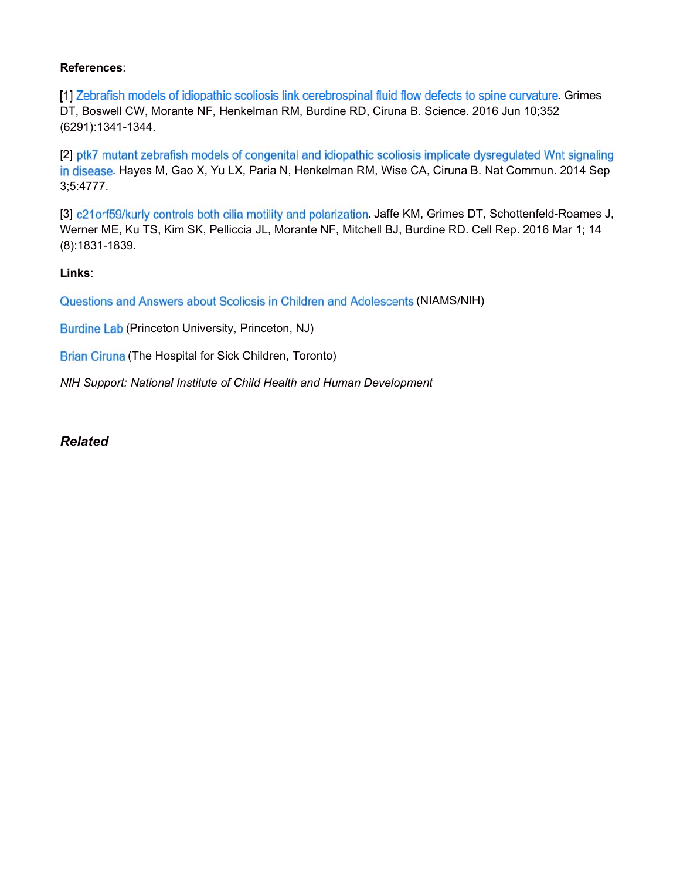**References**:

[1] Zebrafish models of idiopathic scoliosis link cerebrospinal fluid flow defects to spine curvature. Grimes DT, Boswell CW, Morante NF, Henkelman RM, Burdine RD, Ciruna B. Science. 2016 Jun 10;352 (6291):1341-1344.

[2] ptk7 mutant zebrafish models of congenital and idiopathic scoliosis implicate dysregulated Wnt signaling in disease. Hayes M, Gao X, Yu LX, Paria N, Henkelman RM, Wise CA, Ciruna B. Nat Commun. 2014 Sep 3;5:4777.

[3] c21orf59/kurly controls both cilia motility and polarization. Jaffe KM, Grimes DT, Schottenfeld-Roames J, Werner ME, Ku TS, Kim SK, Pelliccia JL, Morante NF, Mitchell BJ, Burdine RD. Cell Rep. 2016 Mar 1; 14 (8):1831-1839.

**Links**:

Questions and Answers about Scoliosis in Children and Adolescents (NIAMS/NIH)

Burdine Lab (Princeton University, Princeton, NJ)

Brian Ciruna (The Hospital for Sick Children, Toronto)

*NIH Support: National Institute of Child Health and Human Development*

***Related***